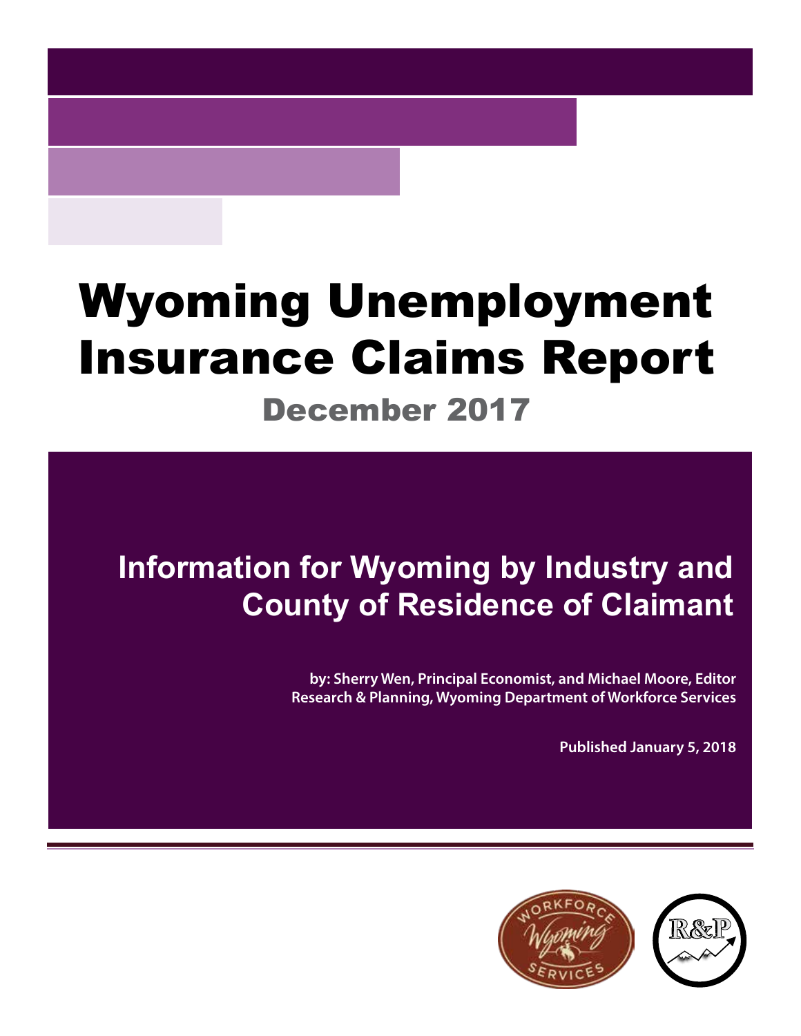# Wyoming Unemployment Insurance Claims Report

## December 2017

## Information for Wyoming by Industry and County of Residence of Claimant

**by: Sherry Wen, Principal Economist, and Michael Moore, Editor**
**Research & Planning, Wyoming Department of Workforce Services**

**Published January 5, 2018**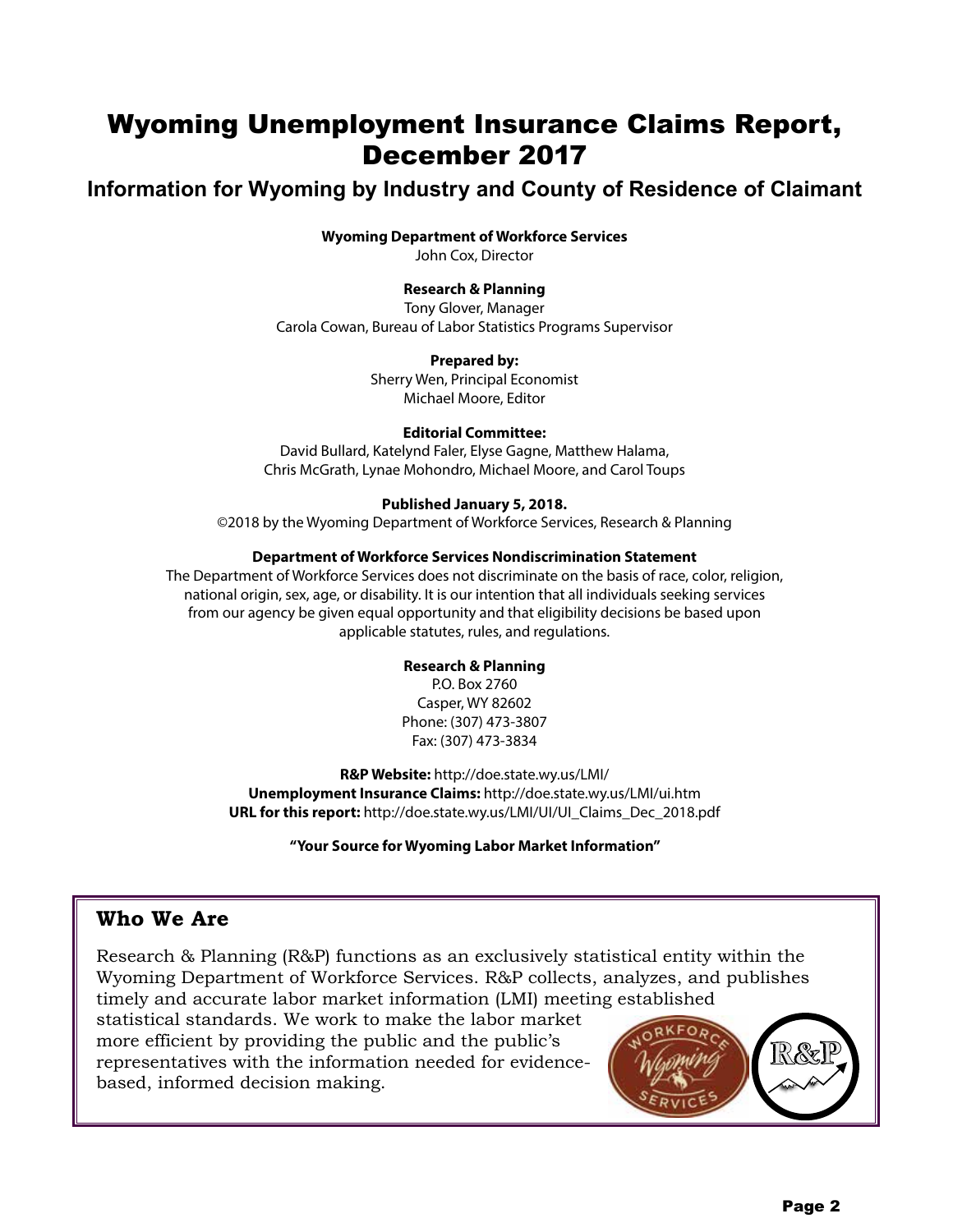# Wyoming Unemployment Insurance Claims Report, December 2017

## Information for Wyoming by Industry and County of Residence of Claimant

**Wyoming Department of Workforce Services**
John Cox, Director

**Research & Planning**
Tony Glover, Manager
Carola Cowan, Bureau of Labor Statistics Programs Supervisor

**Prepared by:**
Sherry Wen, Principal Economist
Michael Moore, Editor

**Editorial Committee:**
David Bullard, Katelynd Faler, Elyse Gagne, Matthew Halama,
Chris McGrath, Lynae Mohondro, Michael Moore, and Carol Toups

**Published January 5, 2018.**
©2018 by the Wyoming Department of Workforce Services, Research & Planning

**Department of Workforce Services Nondiscrimination Statement**
The Department of Workforce Services does not discriminate on the basis of race, color, religion, national origin, sex, age, or disability. It is our intention that all individuals seeking services from our agency be given equal opportunity and that eligibility decisions be based upon applicable statutes, rules, and regulations.

**Research & Planning**
P.O. Box 2760
Casper, WY 82602
Phone: (307) 473-3807
Fax: (307) 473-3834

**R&P Website:** http://doe.state.wy.us/LMI/
**Unemployment Insurance Claims:** http://doe.state.wy.us/LMI/ui.htm
**URL for this report:** http://doe.state.wy.us/LMI/UI/UI_Claims_Dec_2018.pdf

**"Your Source for Wyoming Labor Market Information"**

### Who We Are

Research & Planning (R&P) functions as an exclusively statistical entity within the Wyoming Department of Workforce Services. R&P collects, analyzes, and publishes timely and accurate labor market information (LMI) meeting established statistical standards. We work to make the labor market more efficient by providing the public and the public's representatives with the information needed for evidence-based, informed decision making.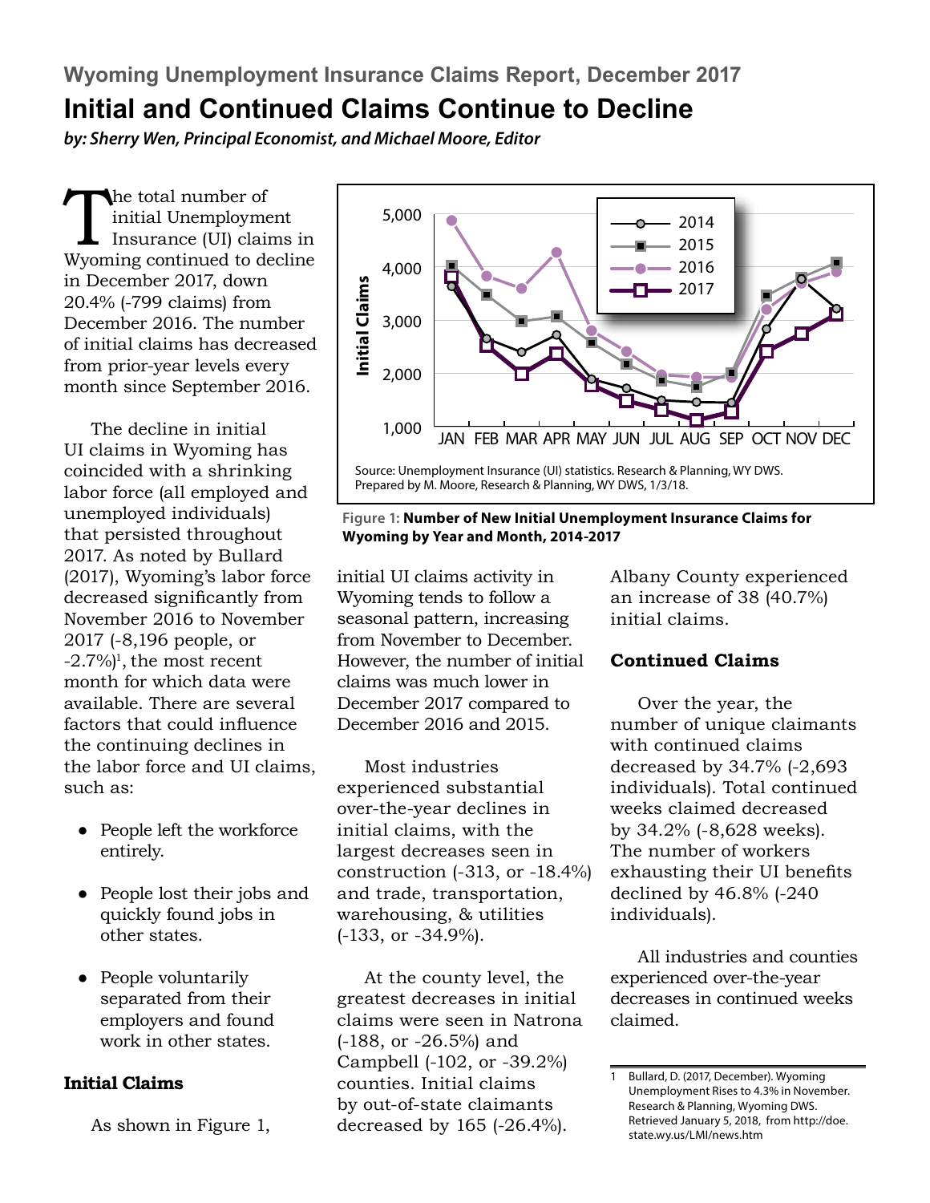## Wyoming Unemployment Insurance Claims Report, December 2017

# Initial and Continued Claims Continue to Decline

***by: Sherry Wen, Principal Economist, and Michael Moore, Editor***

The total number of initial Unemployment Insurance (UI) claims in Wyoming continued to decline in December 2017, down 20.4% (-799 claims) from December 2016. The number of initial claims has decreased from prior-year levels every month since September 2016.

The decline in initial UI claims in Wyoming has coincided with a shrinking labor force (all employed and unemployed individuals) that persisted throughout 2017. As noted by Bullard (2017), Wyoming's labor force decreased significantly from November 2016 to November 2017 (-8,196 people, or -2.7%)[1], the most recent month for which data were available. There are several factors that could influence the continuing declines in the labor force and UI claims, such as:

- People left the workforce entirely.
- People lost their jobs and quickly found jobs in other states.
- People voluntarily separated from their employers and found work in other states.

### Initial Claims

As shown in Figure 1, initial UI claims activity in Wyoming tends to follow a seasonal pattern, increasing from November to December. However, the number of initial claims was much lower in December 2017 compared to December 2016 and 2015.

Source: Unemployment Insurance (UI) statistics. Research & Planning, WY DWS.
Prepared by M. Moore, Research & Planning, WY DWS, 1/3/18.

**Figure 1: Number of New Initial Unemployment Insurance Claims for Wyoming by Year and Month, 2014-2017**

Most industries experienced substantial over-the-year declines in initial claims, with the largest decreases seen in construction (-313, or -18.4%) and trade, transportation, warehousing, & utilities (-133, or -34.9%).

At the county level, the greatest decreases in initial claims were seen in Natrona (-188, or -26.5%) and Campbell (-102, or -39.2%) counties. Initial claims by out-of-state claimants decreased by 165 (-26.4%). Albany County experienced an increase of 38 (40.7%) initial claims.

### Continued Claims

Over the year, the number of unique claimants with continued claims decreased by 34.7% (-2,693 individuals). Total continued weeks claimed decreased by 34.2% (-8,628 weeks). The number of workers exhausting their UI benefits declined by 46.8% (-240 individuals).

All industries and counties experienced over-the-year decreases in continued weeks claimed.

---

1 Bullard, D. (2017, December). Wyoming Unemployment Rises to 4.3% in November. Research & Planning, Wyoming DWS. Retrieved January 5, 2018, from http://doe.state.wy.us/LMI/news.htm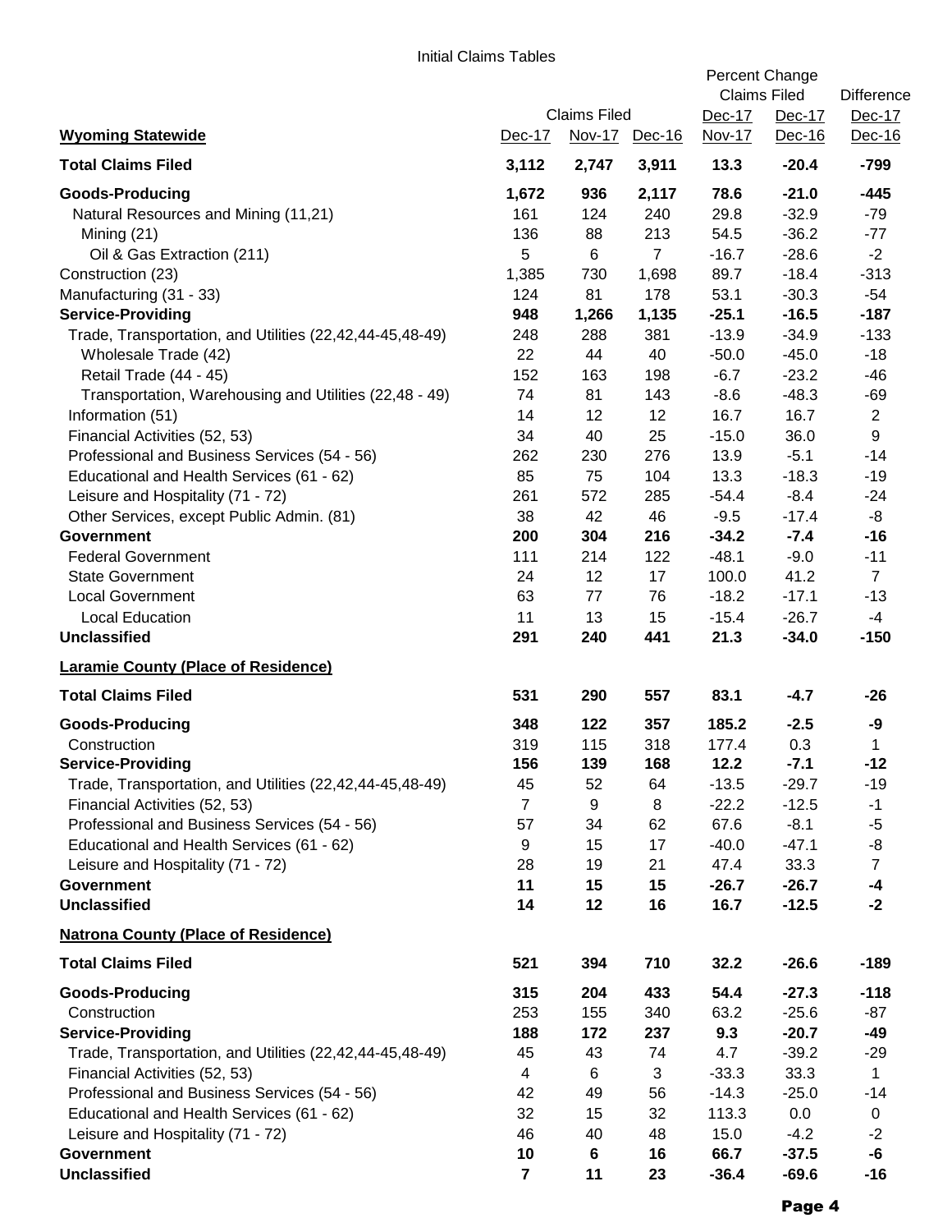Initial Claims Tables

| | Claims Filed | | | Percent Change Claims Filed | | Difference |
|---|---|---|---|---|---|---|
| **Wyoming Statewide** | Dec-17 | Nov-17 | Dec-16 | Dec-17 Nov-17 | Dec-17 Dec-16 | Dec-17 Dec-16 |
| **Total Claims Filed** | **3,112** | **2,747** | **3,911** | **13.3** | **-20.4** | **-799** |
| **Goods-Producing** | **1,672** | **936** | **2,117** | **78.6** | **-21.0** | **-445** |
| Natural Resources and Mining (11,21) | 161 | 124 | 240 | 29.8 | -32.9 | -79 |
| Mining (21) | 136 | 88 | 213 | 54.5 | -36.2 | -77 |
| Oil & Gas Extraction (211) | 5 | 6 | 7 | -16.7 | -28.6 | -2 |
| Construction (23) | 1,385 | 730 | 1,698 | 89.7 | -18.4 | -313 |
| Manufacturing (31 - 33) | 124 | 81 | 178 | 53.1 | -30.3 | -54 |
| **Service-Providing** | **948** | **1,266** | **1,135** | **-25.1** | **-16.5** | **-187** |
| Trade, Transportation, and Utilities (22,42,44-45,48-49) | 248 | 288 | 381 | -13.9 | -34.9 | -133 |
| Wholesale Trade (42) | 22 | 44 | 40 | -50.0 | -45.0 | -18 |
| Retail Trade (44 - 45) | 152 | 163 | 198 | -6.7 | -23.2 | -46 |
| Transportation, Warehousing and Utilities (22,48 - 49) | 74 | 81 | 143 | -8.6 | -48.3 | -69 |
| Information (51) | 14 | 12 | 12 | 16.7 | 16.7 | 2 |
| Financial Activities (52, 53) | 34 | 40 | 25 | -15.0 | 36.0 | 9 |
| Professional and Business Services (54 - 56) | 262 | 230 | 276 | 13.9 | -5.1 | -14 |
| Educational and Health Services (61 - 62) | 85 | 75 | 104 | 13.3 | -18.3 | -19 |
| Leisure and Hospitality (71 - 72) | 261 | 572 | 285 | -54.4 | -8.4 | -24 |
| Other Services, except Public Admin. (81) | 38 | 42 | 46 | -9.5 | -17.4 | -8 |
| **Government** | **200** | **304** | **216** | **-34.2** | **-7.4** | **-16** |
| Federal Government | 111 | 214 | 122 | -48.1 | -9.0 | -11 |
| State Government | 24 | 12 | 17 | 100.0 | 41.2 | 7 |
| Local Government | 63 | 77 | 76 | -18.2 | -17.1 | -13 |
| Local Education | 11 | 13 | 15 | -15.4 | -26.7 | -4 |
| **Unclassified** | **291** | **240** | **441** | **21.3** | **-34.0** | **-150** |
| **Laramie County (Place of Residence)** | | | | | | |
| **Total Claims Filed** | **531** | **290** | **557** | **83.1** | **-4.7** | **-26** |
| **Goods-Producing** | **348** | **122** | **357** | **185.2** | **-2.5** | **-9** |
| Construction | 319 | 115 | 318 | 177.4 | 0.3 | 1 |
| **Service-Providing** | **156** | **139** | **168** | **12.2** | **-7.1** | **-12** |
| Trade, Transportation, and Utilities (22,42,44-45,48-49) | 45 | 52 | 64 | -13.5 | -29.7 | -19 |
| Financial Activities (52, 53) | 7 | 9 | 8 | -22.2 | -12.5 | -1 |
| Professional and Business Services (54 - 56) | 57 | 34 | 62 | 67.6 | -8.1 | -5 |
| Educational and Health Services (61 - 62) | 9 | 15 | 17 | -40.0 | -47.1 | -8 |
| Leisure and Hospitality (71 - 72) | 28 | 19 | 21 | 47.4 | 33.3 | 7 |
| **Government** | **11** | **15** | **15** | **-26.7** | **-26.7** | **-4** |
| **Unclassified** | **14** | **12** | **16** | **16.7** | **-12.5** | **-2** |
| **Natrona County (Place of Residence)** | | | | | | |
| **Total Claims Filed** | **521** | **394** | **710** | **32.2** | **-26.6** | **-189** |
| **Goods-Producing** | **315** | **204** | **433** | **54.4** | **-27.3** | **-118** |
| Construction | 253 | 155 | 340 | 63.2 | -25.6 | -87 |
| **Service-Providing** | **188** | **172** | **237** | **9.3** | **-20.7** | **-49** |
| Trade, Transportation, and Utilities (22,42,44-45,48-49) | 45 | 43 | 74 | 4.7 | -39.2 | -29 |
| Financial Activities (52, 53) | 4 | 6 | 3 | -33.3 | 33.3 | 1 |
| Professional and Business Services (54 - 56) | 42 | 49 | 56 | -14.3 | -25.0 | -14 |
| Educational and Health Services (61 - 62) | 32 | 15 | 32 | 113.3 | 0.0 | 0 |
| Leisure and Hospitality (71 - 72) | 46 | 40 | 48 | 15.0 | -4.2 | -2 |
| **Government** | **10** | **6** | **16** | **66.7** | **-37.5** | **-6** |
| **Unclassified** | **7** | **11** | **23** | **-36.4** | **-69.6** | **-16** |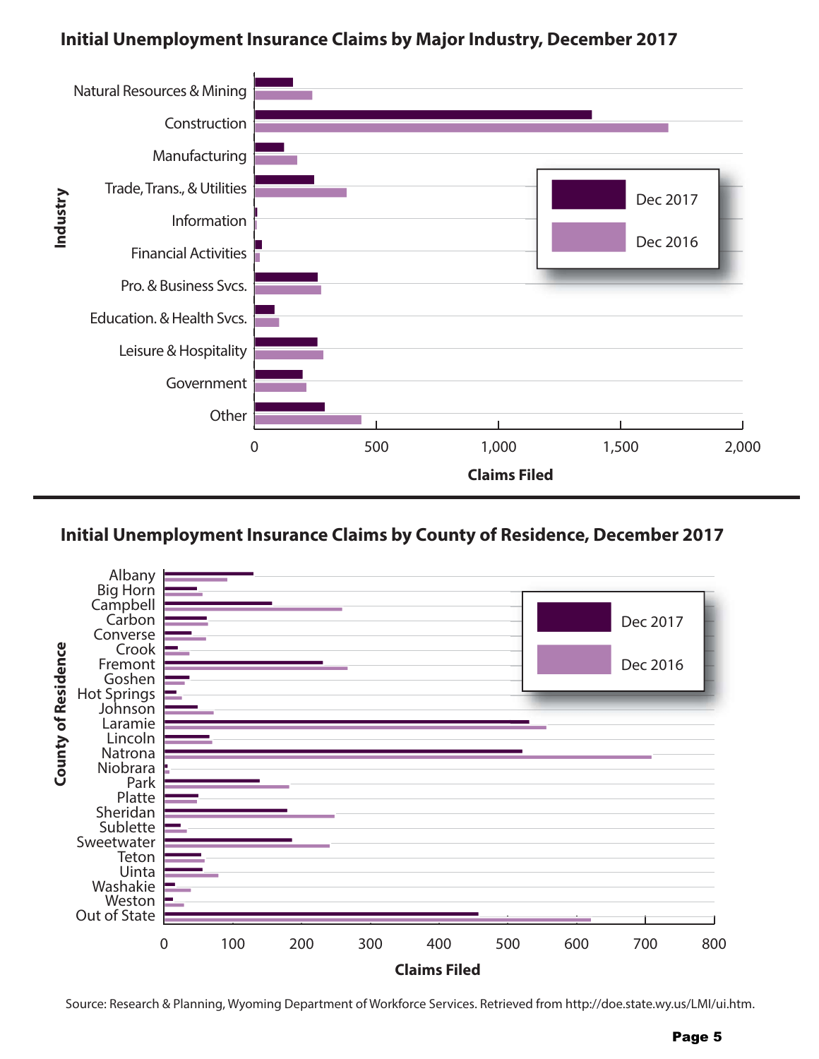## Initial Unemployment Insurance Claims by Major Industry, December 2017

Industry

- Natural Resources & Mining
- Construction
- Manufacturing
- Trade, Trans., & Utilities
- Information
- Financial Activities
- Pro. & Business Svcs.
- Education. & Health Svcs.
- Leisure & Hospitality
- Government
- Other

Dec 2017 | Dec 2016

0 | 500 | 1,000 | 1,500 | 2,000

Claims Filed

## Initial Unemployment Insurance Claims by County of Residence, December 2017

County of Residence

- Albany
- Big Horn
- Campbell
- Carbon
- Converse
- Crook
- Fremont
- Goshen
- Hot Springs
- Johnson
- Laramie
- Lincoln
- Natrona
- Niobrara
- Park
- Platte
- Sheridan
- Sublette
- Sweetwater
- Teton
- Uinta
- Washakie
- Weston
- Out of State

Dec 2017 | Dec 2016

0 | 100 | 200 | 300 | 400 | 500 | 600 | 700 | 800

Claims Filed

Source: Research & Planning, Wyoming Department of Workforce Services. Retrieved from http://doe.state.wy.us/LMI/ui.htm.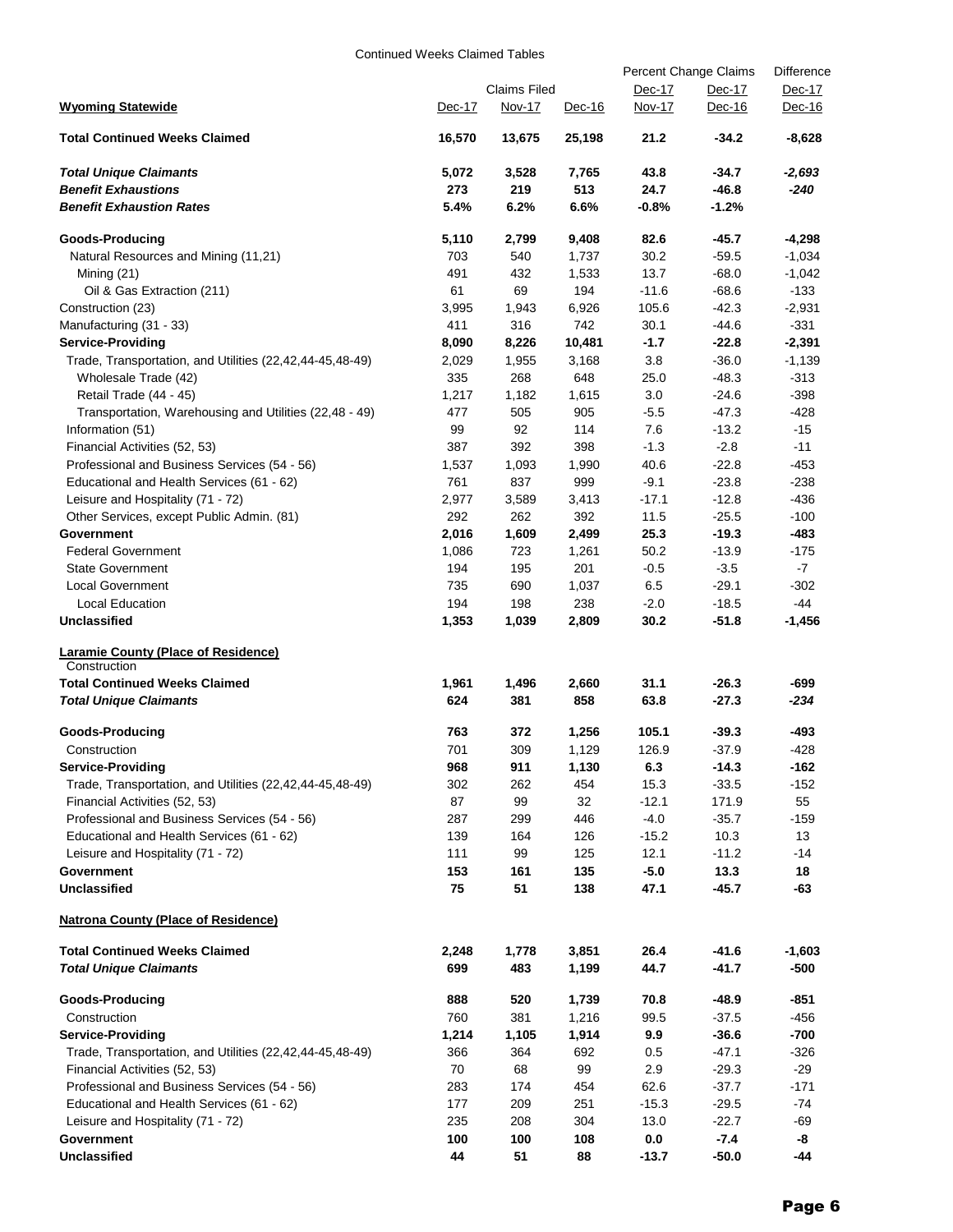Continued Weeks Claimed Tables

| Wyoming Statewide | Claims Filed Dec-17 | Claims Filed Nov-17 | Claims Filed Dec-16 | Percent Change Claims Dec-17 Nov-17 | Percent Change Claims Dec-17 Dec-16 | Difference Dec-17 Dec-16 |
|---|---|---|---|---|---|---|
| **Total Continued Weeks Claimed** | **16,570** | **13,675** | **25,198** | **21.2** | **-34.2** | **-8,628** |
| ***Total Unique Claimants*** | **5,072** | **3,528** | **7,765** | **43.8** | **-34.7** | ***-2,693*** |
| ***Benefit Exhaustions*** | **273** | **219** | **513** | **24.7** | **-46.8** | ***-240*** |
| ***Benefit Exhaustion Rates*** | **5.4%** | **6.2%** | **6.6%** | **-0.8%** | **-1.2%** | |
| **Goods-Producing** | **5,110** | **2,799** | **9,408** | **82.6** | **-45.7** | **-4,298** |
| Natural Resources and Mining (11,21) | 703 | 540 | 1,737 | 30.2 | -59.5 | -1,034 |
| Mining (21) | 491 | 432 | 1,533 | 13.7 | -68.0 | -1,042 |
| Oil & Gas Extraction (211) | 61 | 69 | 194 | -11.6 | -68.6 | -133 |
| Construction (23) | 3,995 | 1,943 | 6,926 | 105.6 | -42.3 | -2,931 |
| Manufacturing (31 - 33) | 411 | 316 | 742 | 30.1 | -44.6 | -331 |
| **Service-Providing** | **8,090** | **8,226** | **10,481** | **-1.7** | **-22.8** | **-2,391** |
| Trade, Transportation, and Utilities (22,42,44-45,48-49) | 2,029 | 1,955 | 3,168 | 3.8 | -36.0 | -1,139 |
| Wholesale Trade (42) | 335 | 268 | 648 | 25.0 | -48.3 | -313 |
| Retail Trade (44 - 45) | 1,217 | 1,182 | 1,615 | 3.0 | -24.6 | -398 |
| Transportation, Warehousing and Utilities (22,48 - 49) | 477 | 505 | 905 | -5.5 | -47.3 | -428 |
| Information (51) | 99 | 92 | 114 | 7.6 | -13.2 | -15 |
| Financial Activities (52, 53) | 387 | 392 | 398 | -1.3 | -2.8 | -11 |
| Professional and Business Services (54 - 56) | 1,537 | 1,093 | 1,990 | 40.6 | -22.8 | -453 |
| Educational and Health Services (61 - 62) | 761 | 837 | 999 | -9.1 | -23.8 | -238 |
| Leisure and Hospitality (71 - 72) | 2,977 | 3,589 | 3,413 | -17.1 | -12.8 | -436 |
| Other Services, except Public Admin. (81) | 292 | 262 | 392 | 11.5 | -25.5 | -100 |
| **Government** | **2,016** | **1,609** | **2,499** | **25.3** | **-19.3** | **-483** |
| Federal Government | 1,086 | 723 | 1,261 | 50.2 | -13.9 | -175 |
| State Government | 194 | 195 | 201 | -0.5 | -3.5 | -7 |
| Local Government | 735 | 690 | 1,037 | 6.5 | -29.1 | -302 |
| Local Education | 194 | 198 | 238 | -2.0 | -18.5 | -44 |
| **Unclassified** | **1,353** | **1,039** | **2,809** | **30.2** | **-51.8** | **-1,456** |

**Laramie County (Place of Residence)**
Construction

| | Dec-17 | Nov-17 | Dec-16 | % Chg Dec-17/Nov-17 | % Chg Dec-17/Dec-16 | Difference Dec-17/Dec-16 |
|---|---|---|---|---|---|---|
| **Total Continued Weeks Claimed** | **1,961** | **1,496** | **2,660** | **31.1** | **-26.3** | **-699** |
| ***Total Unique Claimants*** | **624** | **381** | **858** | **63.8** | **-27.3** | ***-234*** |
| **Goods-Producing** | **763** | **372** | **1,256** | **105.1** | **-39.3** | **-493** |
| Construction | 701 | 309 | 1,129 | 126.9 | -37.9 | -428 |
| **Service-Providing** | **968** | **911** | **1,130** | **6.3** | **-14.3** | **-162** |
| Trade, Transportation, and Utilities (22,42,44-45,48-49) | 302 | 262 | 454 | 15.3 | -33.5 | -152 |
| Financial Activities (52, 53) | 87 | 99 | 32 | -12.1 | 171.9 | 55 |
| Professional and Business Services (54 - 56) | 287 | 299 | 446 | -4.0 | -35.7 | -159 |
| Educational and Health Services (61 - 62) | 139 | 164 | 126 | -15.2 | 10.3 | 13 |
| Leisure and Hospitality (71 - 72) | 111 | 99 | 125 | 12.1 | -11.2 | -14 |
| **Government** | **153** | **161** | **135** | **-5.0** | **13.3** | **18** |
| **Unclassified** | **75** | **51** | **138** | **47.1** | **-45.7** | **-63** |

**Natrona County (Place of Residence)**

| | Dec-17 | Nov-17 | Dec-16 | % Chg Dec-17/Nov-17 | % Chg Dec-17/Dec-16 | Difference Dec-17/Dec-16 |
|---|---|---|---|---|---|---|
| **Total Continued Weeks Claimed** | **2,248** | **1,778** | **3,851** | **26.4** | **-41.6** | **-1,603** |
| ***Total Unique Claimants*** | **699** | **483** | **1,199** | **44.7** | **-41.7** | **-500** |
| **Goods-Producing** | **888** | **520** | **1,739** | **70.8** | **-48.9** | **-851** |
| Construction | 760 | 381 | 1,216 | 99.5 | -37.5 | -456 |
| **Service-Providing** | **1,214** | **1,105** | **1,914** | **9.9** | **-36.6** | **-700** |
| Trade, Transportation, and Utilities (22,42,44-45,48-49) | 366 | 364 | 692 | 0.5 | -47.1 | -326 |
| Financial Activities (52, 53) | 70 | 68 | 99 | 2.9 | -29.3 | -29 |
| Professional and Business Services (54 - 56) | 283 | 174 | 454 | 62.6 | -37.7 | -171 |
| Educational and Health Services (61 - 62) | 177 | 209 | 251 | -15.3 | -29.5 | -74 |
| Leisure and Hospitality (71 - 72) | 235 | 208 | 304 | 13.0 | -22.7 | -69 |
| **Government** | **100** | **100** | **108** | **0.0** | **-7.4** | **-8** |
| **Unclassified** | **44** | **51** | **88** | **-13.7** | **-50.0** | **-44** |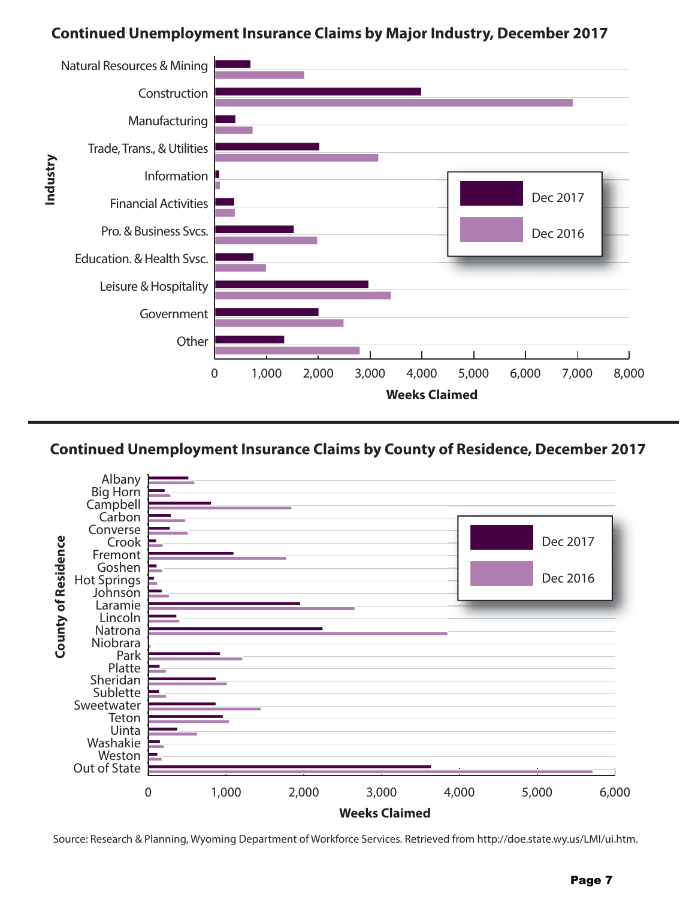## Continued Unemployment Insurance Claims by Major Industry, December 2017

Industry categories: Natural Resources & Mining; Construction; Manufacturing; Trade, Trans., & Utilities; Information; Financial Activities; Pro. & Business Svcs.; Education. & Health Svsc.; Leisure & Hospitality; Government; Other

Legend: Dec 2017; Dec 2016

Industry

Weeks Claimed (0, 1,000, 2,000, 3,000, 4,000, 5,000, 6,000, 7,000, 8,000)

## Continued Unemployment Insurance Claims by County of Residence, December 2017

Counties: Albany; Big Horn; Campbell; Carbon; Converse; Crook; Fremont; Goshen; Hot Springs; Johnson; Laramie; Lincoln; Natrona; Niobrara; Park; Platte; Sheridan; Sublette; Sweetwater; Teton; Uinta; Washakie; Weston; Out of State

Legend: Dec 2017; Dec 2016

County of Residence

Weeks Claimed (0, 1,000, 2,000, 3,000, 4,000, 5,000, 6,000)

Source: Research & Planning, Wyoming Department of Workforce Services. Retrieved from http://doe.state.wy.us/LMI/ui.htm.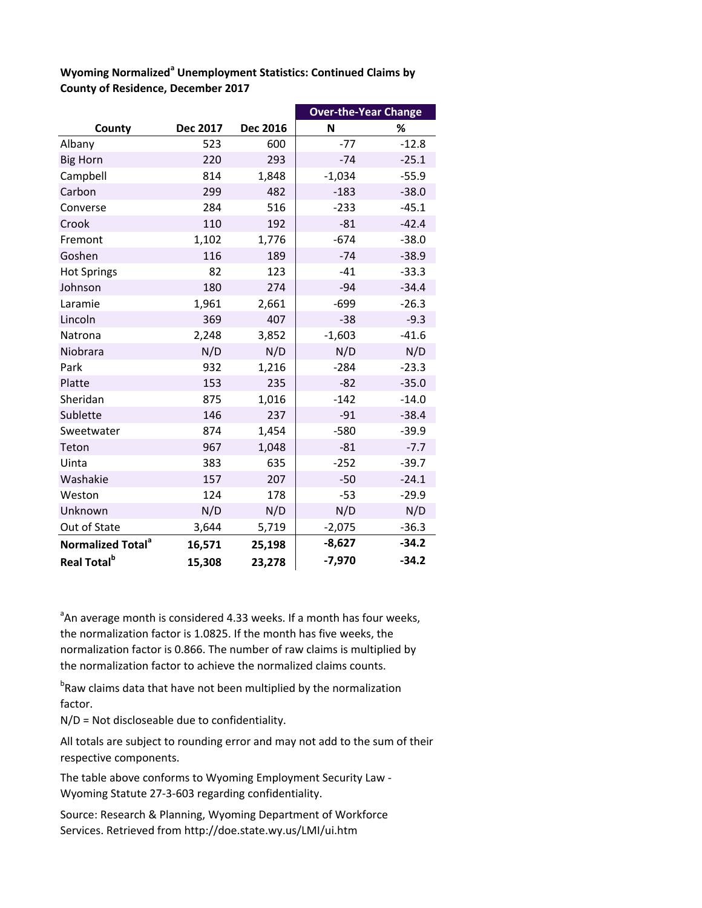**Wyoming Normalized[a] Unemployment Statistics: Continued Claims by County of Residence, December 2017**

| | | | Over-the-Year Change | |
|---|---|---|---|---|
| County | Dec 2017 | Dec 2016 | N | % |
| Albany | 523 | 600 | -77 | -12.8 |
| Big Horn | 220 | 293 | -74 | -25.1 |
| Campbell | 814 | 1,848 | -1,034 | -55.9 |
| Carbon | 299 | 482 | -183 | -38.0 |
| Converse | 284 | 516 | -233 | -45.1 |
| Crook | 110 | 192 | -81 | -42.4 |
| Fremont | 1,102 | 1,776 | -674 | -38.0 |
| Goshen | 116 | 189 | -74 | -38.9 |
| Hot Springs | 82 | 123 | -41 | -33.3 |
| Johnson | 180 | 274 | -94 | -34.4 |
| Laramie | 1,961 | 2,661 | -699 | -26.3 |
| Lincoln | 369 | 407 | -38 | -9.3 |
| Natrona | 2,248 | 3,852 | -1,603 | -41.6 |
| Niobrara | N/D | N/D | N/D | N/D |
| Park | 932 | 1,216 | -284 | -23.3 |
| Platte | 153 | 235 | -82 | -35.0 |
| Sheridan | 875 | 1,016 | -142 | -14.0 |
| Sublette | 146 | 237 | -91 | -38.4 |
| Sweetwater | 874 | 1,454 | -580 | -39.9 |
| Teton | 967 | 1,048 | -81 | -7.7 |
| Uinta | 383 | 635 | -252 | -39.7 |
| Washakie | 157 | 207 | -50 | -24.1 |
| Weston | 124 | 178 | -53 | -29.9 |
| Unknown | N/D | N/D | N/D | N/D |
| Out of State | 3,644 | 5,719 | -2,075 | -36.3 |
| **Normalized Total[a]** | **16,571** | **25,198** | **-8,627** | **-34.2** |
| **Real Total[b]** | **15,308** | **23,278** | **-7,970** | **-34.2** |

[a]An average month is considered 4.33 weeks. If a month has four weeks, the normalization factor is 1.0825. If the month has five weeks, the normalization factor is 0.866. The number of raw claims is multiplied by the normalization factor to achieve the normalized claims counts.

[b]Raw claims data that have not been multiplied by the normalization factor.

N/D = Not discloseable due to confidentiality.

All totals are subject to rounding error and may not add to the sum of their respective components.

The table above conforms to Wyoming Employment Security Law - Wyoming Statute 27-3-603 regarding confidentiality.

Source: Research & Planning, Wyoming Department of Workforce Services. Retrieved from http://doe.state.wy.us/LMI/ui.htm